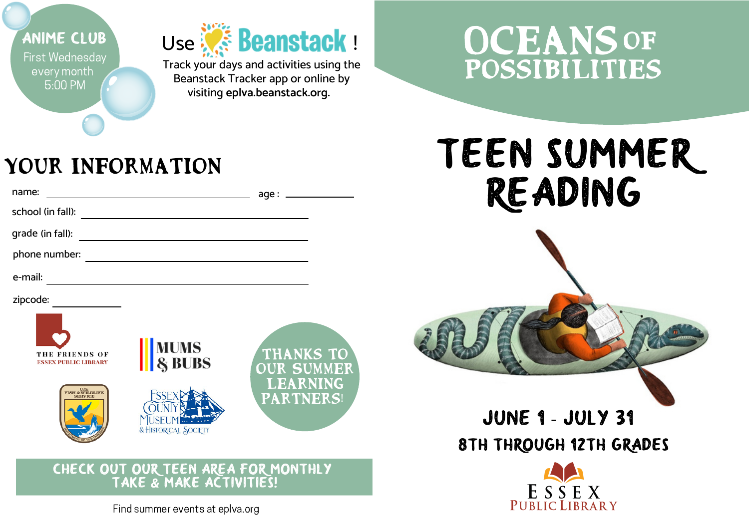**ANIME CLUB**
First Wednesday every month
5:00 PM

Use Beanstack!
Track your days and activities using the Beanstack Tracker app or online by visiting **eplva.beanstack.org.**

# YOUR INFORMATION

name: ______________________ age : ________

school (in fall): ______________________

grade (in fall): ______________________

phone number: ______________________

e-mail: ______________________

zipcode: __________

THE FRIENDS OF ESSEX PUBLIC LIBRARY

MUMS & BUBS

U.S. FISH & WILDLIFE SERVICE

ESSEX COUNTY MUSEUM & HISTORICAL SOCIETY

**THANKS TO OUR SUMMER LEARNING PARTNERS!**

**CHECK OUT OUR TEEN AREA FOR MONTHLY TAKE & MAKE ACTIVITIES!**

Find summer events at eplva.org

# OCEANS OF POSSIBILITIES

# TEEN SUMMER READING

**JUNE 1 - JULY 31**

**8TH THROUGH 12TH GRADES**

ESSEX PUBLIC LIBRARY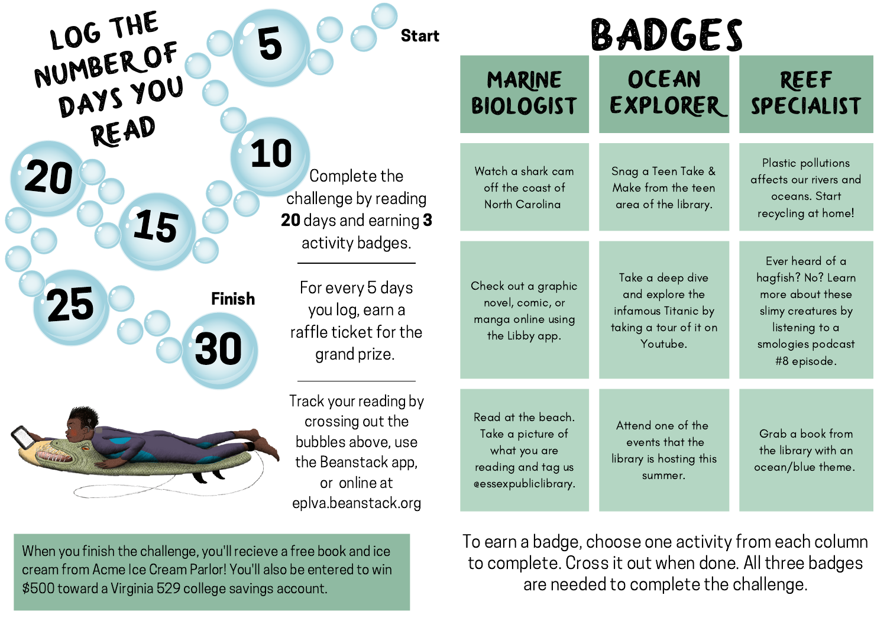# LOG THE NUMBER OF DAYS YOU READ

Start

5

10

15

20

25

30

Finish

Complete the challenge by reading **20** days and earning **3** activity badges.

For every 5 days you log, earn a raffle ticket for the grand prize.

Track your reading by crossing out the bubbles above, use the Beanstack app, or online at eplva.beanstack.org

When you finish the challenge, you'll recieve a free book and ice cream from Acme Ice Cream Parlor! You'll also be entered to win $500 toward a Virginia 529 college savings account.

# BADGES

| MARINE BIOLOGIST | OCEAN EXPLORER | REEF SPECIALIST |
| --- | --- | --- |
| Watch a shark cam off the coast of North Carolina | Snag a Teen Take & Make from the teen area of the library. | Plastic pollutions affects our rivers and oceans. Start recycling at home! |
| Check out a graphic novel, comic, or manga online using the Libby app. | Take a deep dive and explore the infamous Titanic by taking a tour of it on Youtube. | Ever heard of a hagfish? No? Learn more about these slimy creatures by listening to a smologies podcast #8 episode. |
| Read at the beach. Take a picture of what you are reading and tag us @essexpubliclibrary. | Attend one of the events that the library is hosting this summer. | Grab a book from the library with an ocean/blue theme. |

To earn a badge, choose one activity from each column to complete. Cross it out when done. All three badges are needed to complete the challenge.